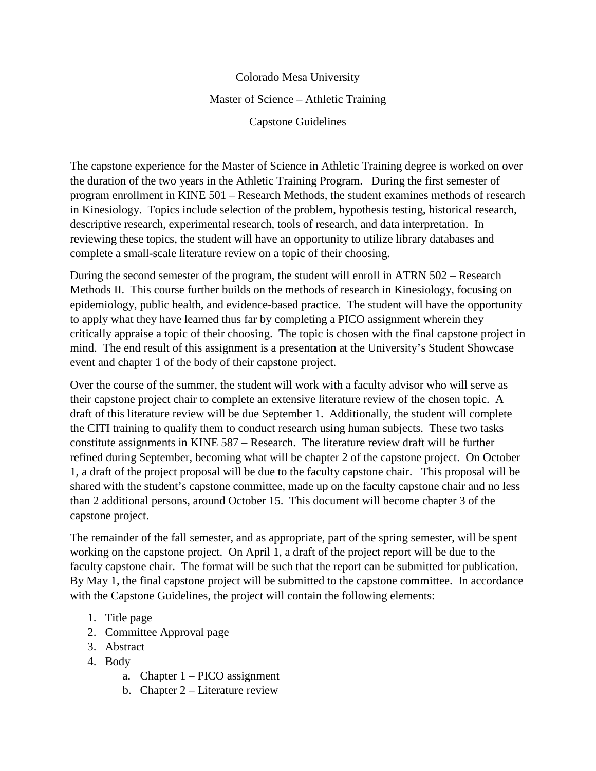# Colorado Mesa University

## Master of Science – Athletic Training

## Capstone Guidelines

The capstone experience for the Master of Science in Athletic Training degree is worked on over the duration of the two years in the Athletic Training Program. During the first semester of program enrollment in KINE 501 – Research Methods, the student examines methods of research in Kinesiology. Topics include selection of the problem, hypothesis testing, historical research, descriptive research, experimental research, tools of research, and data interpretation. In reviewing these topics, the student will have an opportunity to utilize library databases and complete a small-scale literature review on a topic of their choosing.

During the second semester of the program, the student will enroll in ATRN 502 – Research Methods II. This course further builds on the methods of research in Kinesiology, focusing on epidemiology, public health, and evidence-based practice. The student will have the opportunity to apply what they have learned thus far by completing a PICO assignment wherein they critically appraise a topic of their choosing. The topic is chosen with the final capstone project in mind. The end result of this assignment is a presentation at the University's Student Showcase event and chapter 1 of the body of their capstone project.

Over the course of the summer, the student will work with a faculty advisor who will serve as their capstone project chair to complete an extensive literature review of the chosen topic. A draft of this literature review will be due September 1. Additionally, the student will complete the CITI training to qualify them to conduct research using human subjects. These two tasks constitute assignments in KINE 587 – Research. The literature review draft will be further refined during September, becoming what will be chapter 2 of the capstone project. On October 1, a draft of the project proposal will be due to the faculty capstone chair. This proposal will be shared with the student's capstone committee, made up on the faculty capstone chair and no less than 2 additional persons, around October 15. This document will become chapter 3 of the capstone project.

The remainder of the fall semester, and as appropriate, part of the spring semester, will be spent working on the capstone project. On April 1, a draft of the project report will be due to the faculty capstone chair. The format will be such that the report can be submitted for publication. By May 1, the final capstone project will be submitted to the capstone committee. In accordance with the Capstone Guidelines, the project will contain the following elements:

1. Title page
2. Committee Approval page
3. Abstract
4. Body
    a. Chapter 1 – PICO assignment
    b. Chapter 2 – Literature review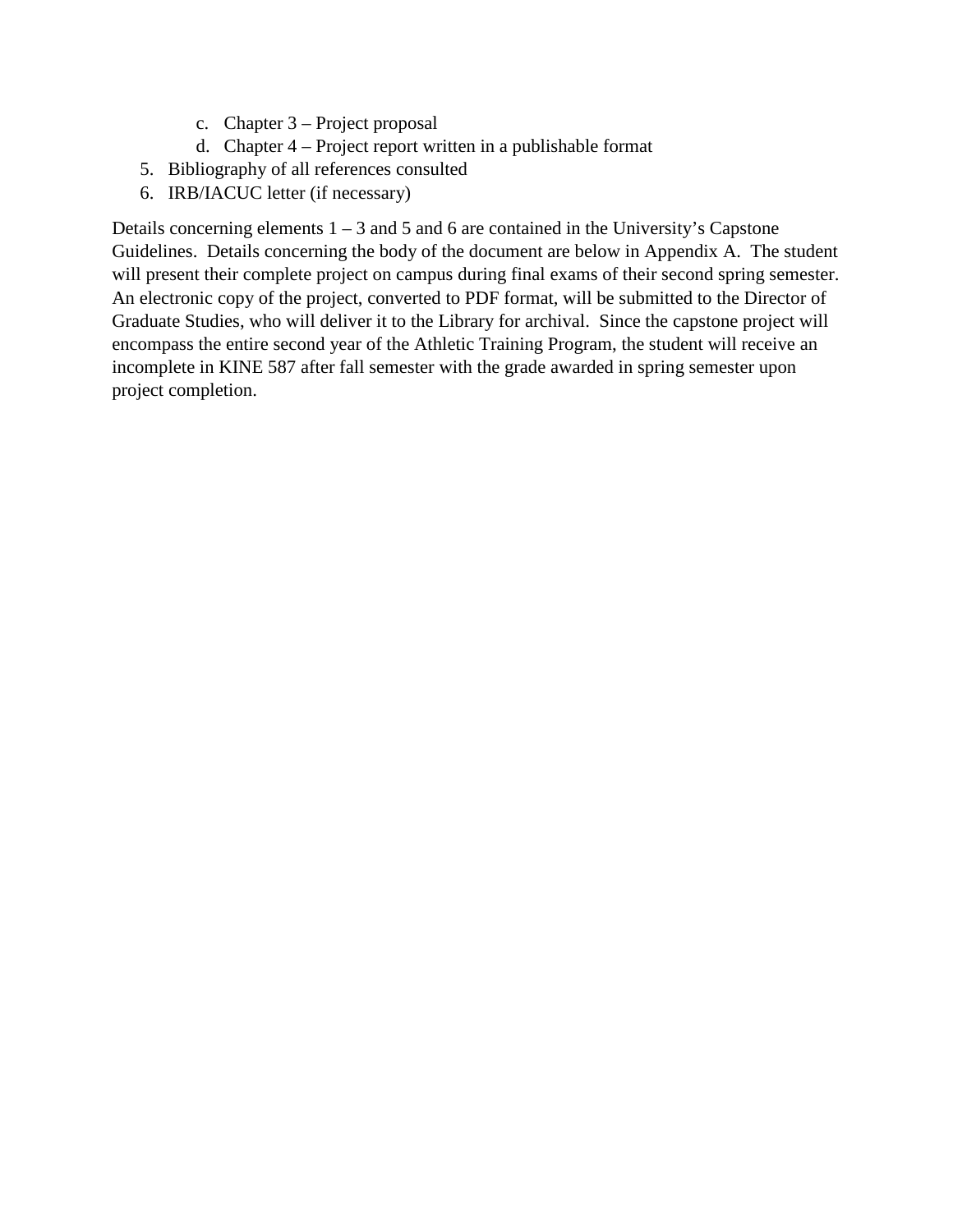c. Chapter 3 – Project proposal
   d. Chapter 4 – Project report written in a publishable format
5. Bibliography of all references consulted
6. IRB/IACUC letter (if necessary)

Details concerning elements 1 – 3 and 5 and 6 are contained in the University's Capstone Guidelines. Details concerning the body of the document are below in Appendix A. The student will present their complete project on campus during final exams of their second spring semester. An electronic copy of the project, converted to PDF format, will be submitted to the Director of Graduate Studies, who will deliver it to the Library for archival. Since the capstone project will encompass the entire second year of the Athletic Training Program, the student will receive an incomplete in KINE 587 after fall semester with the grade awarded in spring semester upon project completion.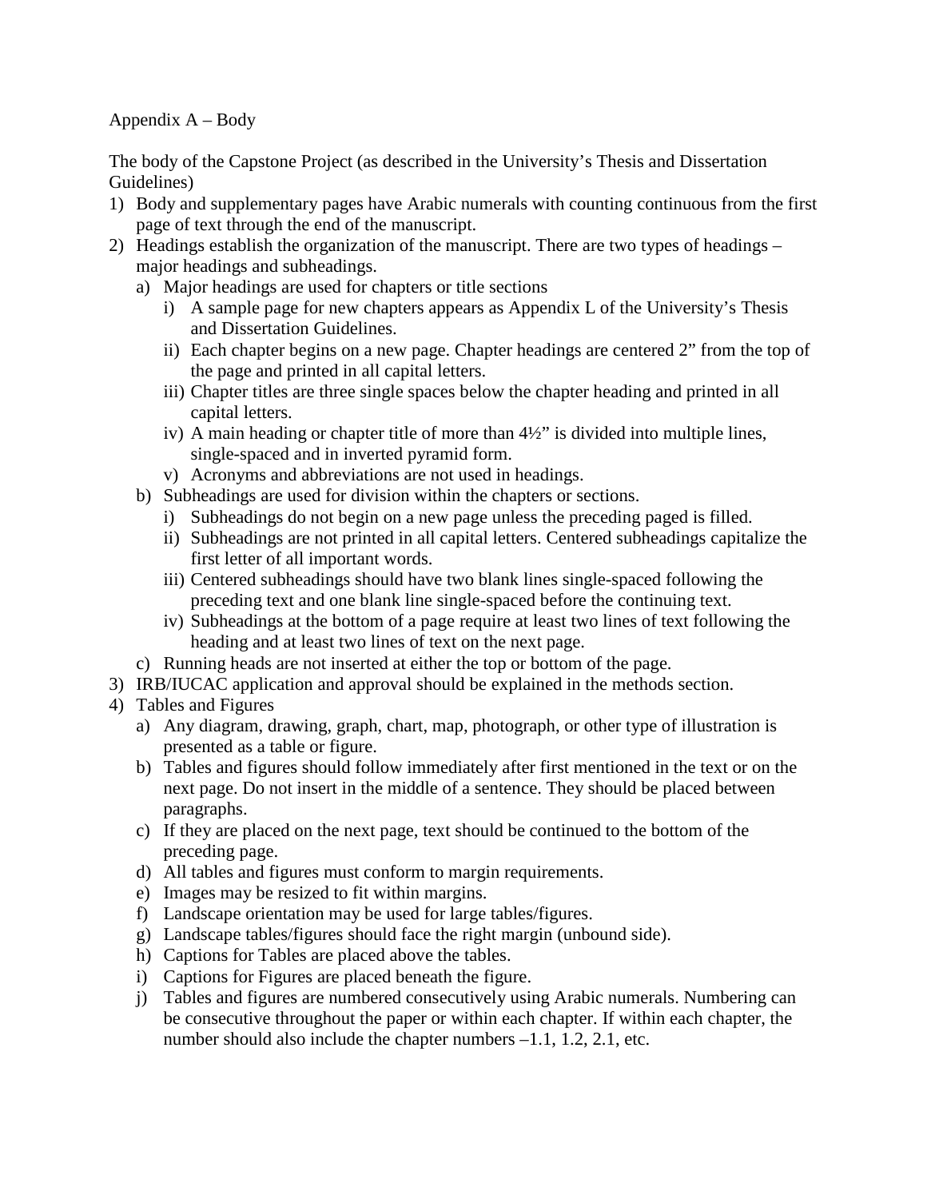Appendix A – Body

The body of the Capstone Project (as described in the University's Thesis and Dissertation Guidelines)

1) Body and supplementary pages have Arabic numerals with counting continuous from the first page of text through the end of the manuscript.
2) Headings establish the organization of the manuscript. There are two types of headings – major headings and subheadings.
   a) Major headings are used for chapters or title sections
      i) A sample page for new chapters appears as Appendix L of the University's Thesis and Dissertation Guidelines.
      ii) Each chapter begins on a new page. Chapter headings are centered 2" from the top of the page and printed in all capital letters.
      iii) Chapter titles are three single spaces below the chapter heading and printed in all capital letters.
      iv) A main heading or chapter title of more than 4½" is divided into multiple lines, single-spaced and in inverted pyramid form.
      v) Acronyms and abbreviations are not used in headings.
   b) Subheadings are used for division within the chapters or sections.
      i) Subheadings do not begin on a new page unless the preceding paged is filled.
      ii) Subheadings are not printed in all capital letters. Centered subheadings capitalize the first letter of all important words.
      iii) Centered subheadings should have two blank lines single-spaced following the preceding text and one blank line single-spaced before the continuing text.
      iv) Subheadings at the bottom of a page require at least two lines of text following the heading and at least two lines of text on the next page.
   c) Running heads are not inserted at either the top or bottom of the page.
3) IRB/IUCAC application and approval should be explained in the methods section.
4) Tables and Figures
   a) Any diagram, drawing, graph, chart, map, photograph, or other type of illustration is presented as a table or figure.
   b) Tables and figures should follow immediately after first mentioned in the text or on the next page. Do not insert in the middle of a sentence. They should be placed between paragraphs.
   c) If they are placed on the next page, text should be continued to the bottom of the preceding page.
   d) All tables and figures must conform to margin requirements.
   e) Images may be resized to fit within margins.
   f) Landscape orientation may be used for large tables/figures.
   g) Landscape tables/figures should face the right margin (unbound side).
   h) Captions for Tables are placed above the tables.
   i) Captions for Figures are placed beneath the figure.
   j) Tables and figures are numbered consecutively using Arabic numerals. Numbering can be consecutive throughout the paper or within each chapter. If within each chapter, the number should also include the chapter numbers –1.1, 1.2, 2.1, etc.